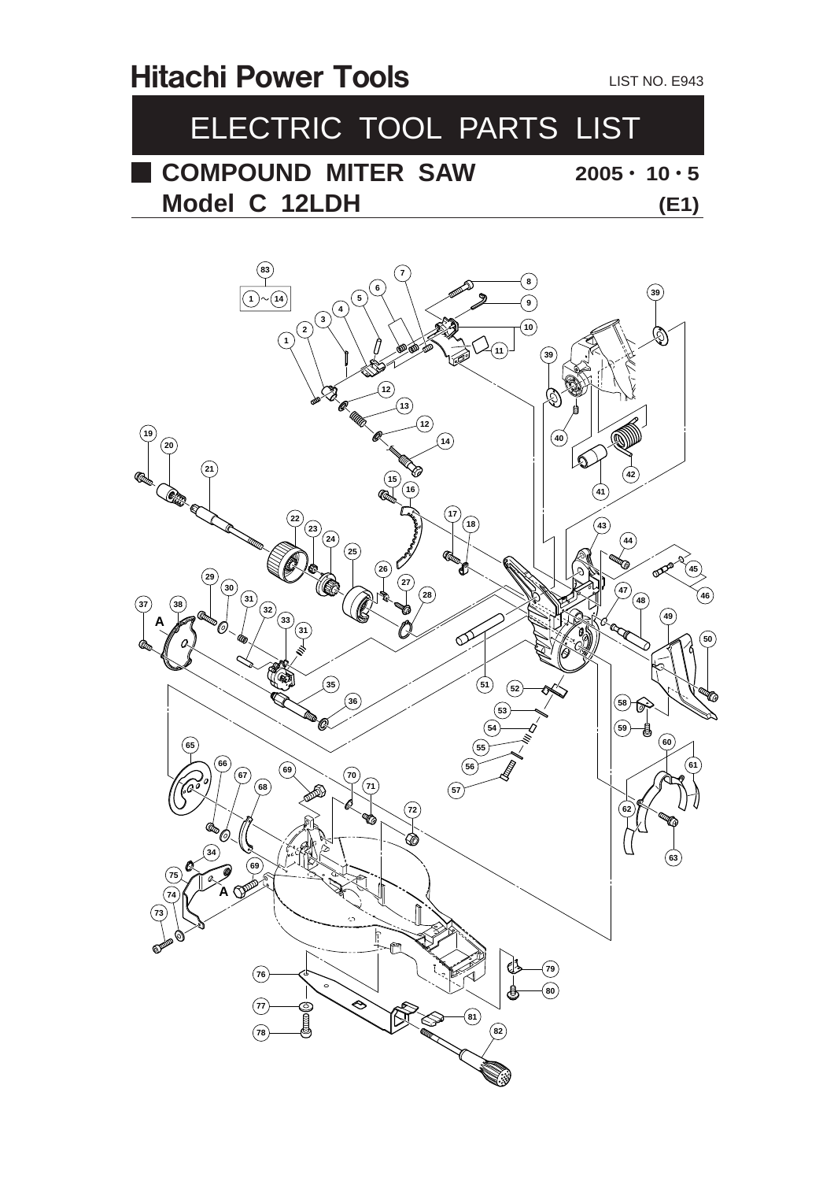# Hitachi Power Tools

LIST NO. E943

# ELECTRIC TOOL PARTS LIST

## COMPOUND MITER SAW

2005・10・5

## Model C 12LDH

(E1)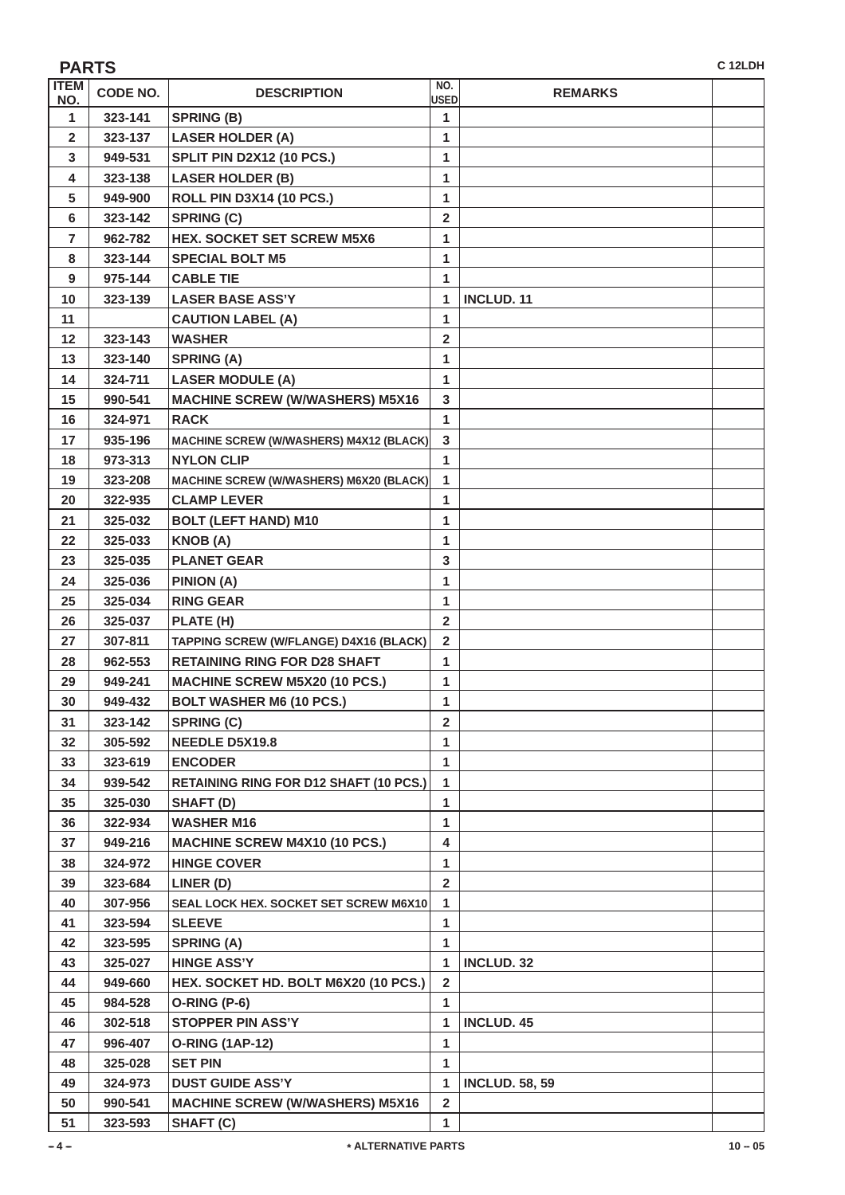## PARTS

C 12LDH

| ITEM NO. | CODE NO. | DESCRIPTION | NO. USED | REMARKS | |
|---|---|---|---|---|---|
| 1 | 323-141 | SPRING (B) | 1 | | |
| 2 | 323-137 | LASER HOLDER (A) | 1 | | |
| 3 | 949-531 | SPLIT PIN D2X12 (10 PCS.) | 1 | | |
| 4 | 323-138 | LASER HOLDER (B) | 1 | | |
| 5 | 949-900 | ROLL PIN D3X14 (10 PCS.) | 1 | | |
| 6 | 323-142 | SPRING (C) | 2 | | |
| 7 | 962-782 | HEX. SOCKET SET SCREW M5X6 | 1 | | |
| 8 | 323-144 | SPECIAL BOLT M5 | 1 | | |
| 9 | 975-144 | CABLE TIE | 1 | | |
| 10 | 323-139 | LASER BASE ASS'Y | 1 | INCLUD. 11 | |
| 11 | | CAUTION LABEL (A) | 1 | | |
| 12 | 323-143 | WASHER | 2 | | |
| 13 | 323-140 | SPRING (A) | 1 | | |
| 14 | 324-711 | LASER MODULE (A) | 1 | | |
| 15 | 990-541 | MACHINE SCREW (W/WASHERS) M5X16 | 3 | | |
| 16 | 324-971 | RACK | 1 | | |
| 17 | 935-196 | MACHINE SCREW (W/WASHERS) M4X12 (BLACK) | 3 | | |
| 18 | 973-313 | NYLON CLIP | 1 | | |
| 19 | 323-208 | MACHINE SCREW (W/WASHERS) M6X20 (BLACK) | 1 | | |
| 20 | 322-935 | CLAMP LEVER | 1 | | |
| 21 | 325-032 | BOLT (LEFT HAND) M10 | 1 | | |
| 22 | 325-033 | KNOB (A) | 1 | | |
| 23 | 325-035 | PLANET GEAR | 3 | | |
| 24 | 325-036 | PINION (A) | 1 | | |
| 25 | 325-034 | RING GEAR | 1 | | |
| 26 | 325-037 | PLATE (H) | 2 | | |
| 27 | 307-811 | TAPPING SCREW (W/FLANGE) D4X16 (BLACK) | 2 | | |
| 28 | 962-553 | RETAINING RING FOR D28 SHAFT | 1 | | |
| 29 | 949-241 | MACHINE SCREW M5X20 (10 PCS.) | 1 | | |
| 30 | 949-432 | BOLT WASHER M6 (10 PCS.) | 1 | | |
| 31 | 323-142 | SPRING (C) | 2 | | |
| 32 | 305-592 | NEEDLE D5X19.8 | 1 | | |
| 33 | 323-619 | ENCODER | 1 | | |
| 34 | 939-542 | RETAINING RING FOR D12 SHAFT (10 PCS.) | 1 | | |
| 35 | 325-030 | SHAFT (D) | 1 | | |
| 36 | 322-934 | WASHER M16 | 1 | | |
| 37 | 949-216 | MACHINE SCREW M4X10 (10 PCS.) | 4 | | |
| 38 | 324-972 | HINGE COVER | 1 | | |
| 39 | 323-684 | LINER (D) | 2 | | |
| 40 | 307-956 | SEAL LOCK HEX. SOCKET SET SCREW M6X10 | 1 | | |
| 41 | 323-594 | SLEEVE | 1 | | |
| 42 | 323-595 | SPRING (A) | 1 | | |
| 43 | 325-027 | HINGE ASS'Y | 1 | INCLUD. 32 | |
| 44 | 949-660 | HEX. SOCKET HD. BOLT M6X20 (10 PCS.) | 2 | | |
| 45 | 984-528 | O-RING (P-6) | 1 | | |
| 46 | 302-518 | STOPPER PIN ASS'Y | 1 | INCLUD. 45 | |
| 47 | 996-407 | O-RING (1AP-12) | 1 | | |
| 48 | 325-028 | SET PIN | 1 | | |
| 49 | 324-973 | DUST GUIDE ASS'Y | 1 | INCLUD. 58, 59 | |
| 50 | 990-541 | MACHINE SCREW (W/WASHERS) M5X16 | 2 | | |
| 51 | 323-593 | SHAFT (C) | 1 | | |

* ALTERNATIVE PARTS

10 – 05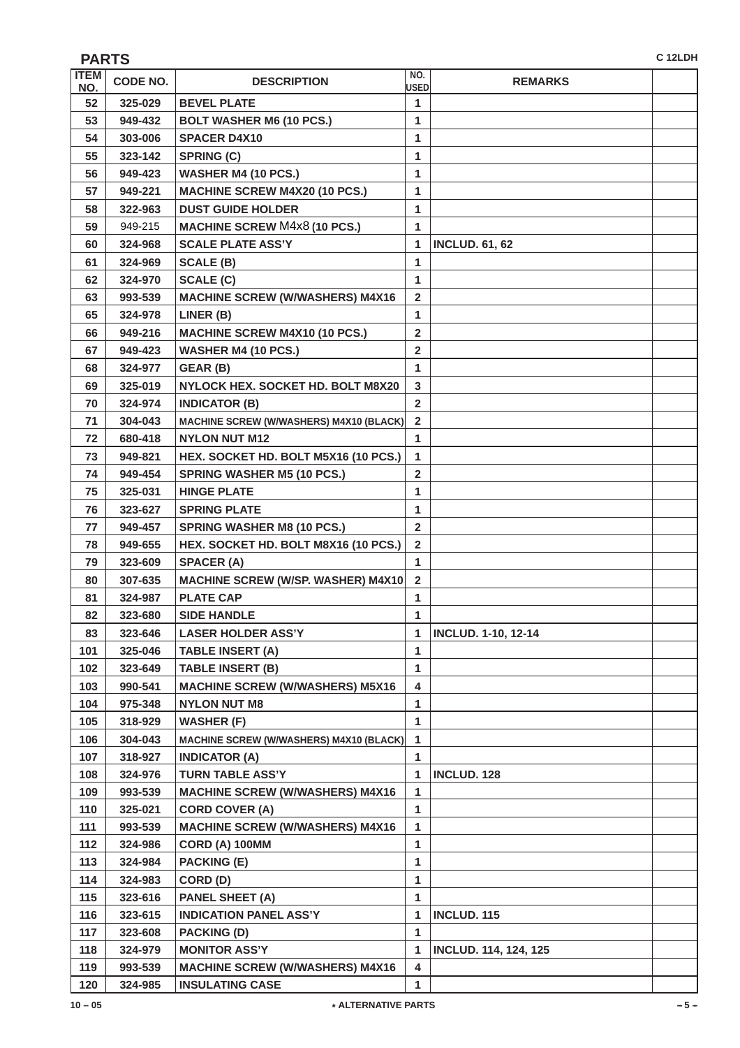## PARTS

C 12LDH

| ITEM NO. | CODE NO. | DESCRIPTION | NO. USED | REMARKS | |
|---|---|---|---|---|---|
| 52 | 325-029 | BEVEL PLATE | 1 | | |
| 53 | 949-432 | BOLT WASHER M6 (10 PCS.) | 1 | | |
| 54 | 303-006 | SPACER D4X10 | 1 | | |
| 55 | 323-142 | SPRING (C) | 1 | | |
| 56 | 949-423 | WASHER M4 (10 PCS.) | 1 | | |
| 57 | 949-221 | MACHINE SCREW M4X20 (10 PCS.) | 1 | | |
| 58 | 322-963 | DUST GUIDE HOLDER | 1 | | |
| 59 | 949-215 | MACHINE SCREW M4X8 (10 PCS.) | 1 | | |
| 60 | 324-968 | SCALE PLATE ASS'Y | 1 | INCLUD. 61, 62 | |
| 61 | 324-969 | SCALE (B) | 1 | | |
| 62 | 324-970 | SCALE (C) | 1 | | |
| 63 | 993-539 | MACHINE SCREW (W/WASHERS) M4X16 | 2 | | |
| 65 | 324-978 | LINER (B) | 1 | | |
| 66 | 949-216 | MACHINE SCREW M4X10 (10 PCS.) | 2 | | |
| 67 | 949-423 | WASHER M4 (10 PCS.) | 2 | | |
| 68 | 324-977 | GEAR (B) | 1 | | |
| 69 | 325-019 | NYLOCK HEX. SOCKET HD. BOLT M8X20 | 3 | | |
| 70 | 324-974 | INDICATOR (B) | 2 | | |
| 71 | 304-043 | MACHINE SCREW (W/WASHERS) M4X10 (BLACK) | 2 | | |
| 72 | 680-418 | NYLON NUT M12 | 1 | | |
| 73 | 949-821 | HEX. SOCKET HD. BOLT M5X16 (10 PCS.) | 1 | | |
| 74 | 949-454 | SPRING WASHER M5 (10 PCS.) | 2 | | |
| 75 | 325-031 | HINGE PLATE | 1 | | |
| 76 | 323-627 | SPRING PLATE | 1 | | |
| 77 | 949-457 | SPRING WASHER M8 (10 PCS.) | 2 | | |
| 78 | 949-655 | HEX. SOCKET HD. BOLT M8X16 (10 PCS.) | 2 | | |
| 79 | 323-609 | SPACER (A) | 1 | | |
| 80 | 307-635 | MACHINE SCREW (W/SP. WASHER) M4X10 | 2 | | |
| 81 | 324-987 | PLATE CAP | 1 | | |
| 82 | 323-680 | SIDE HANDLE | 1 | | |
| 83 | 323-646 | LASER HOLDER ASS'Y | 1 | INCLUD. 1-10, 12-14 | |
| 101 | 325-046 | TABLE INSERT (A) | 1 | | |
| 102 | 323-649 | TABLE INSERT (B) | 1 | | |
| 103 | 990-541 | MACHINE SCREW (W/WASHERS) M5X16 | 4 | | |
| 104 | 975-348 | NYLON NUT M8 | 1 | | |
| 105 | 318-929 | WASHER (F) | 1 | | |
| 106 | 304-043 | MACHINE SCREW (W/WASHERS) M4X10 (BLACK) | 1 | | |
| 107 | 318-927 | INDICATOR (A) | 1 | | |
| 108 | 324-976 | TURN TABLE ASS'Y | 1 | INCLUD. 128 | |
| 109 | 993-539 | MACHINE SCREW (W/WASHERS) M4X16 | 1 | | |
| 110 | 325-021 | CORD COVER (A) | 1 | | |
| 111 | 993-539 | MACHINE SCREW (W/WASHERS) M4X16 | 1 | | |
| 112 | 324-986 | CORD (A) 100MM | 1 | | |
| 113 | 324-984 | PACKING (E) | 1 | | |
| 114 | 324-983 | CORD (D) | 1 | | |
| 115 | 323-616 | PANEL SHEET (A) | 1 | | |
| 116 | 323-615 | INDICATION PANEL ASS'Y | 1 | INCLUD. 115 | |
| 117 | 323-608 | PACKING (D) | 1 | | |
| 118 | 324-979 | MONITOR ASS'Y | 1 | INCLUD. 114, 124, 125 | |
| 119 | 993-539 | MACHINE SCREW (W/WASHERS) M4X16 | 4 | | |
| 120 | 324-985 | INSULATING CASE | 1 | | |

10 – 05 * ALTERNATIVE PARTS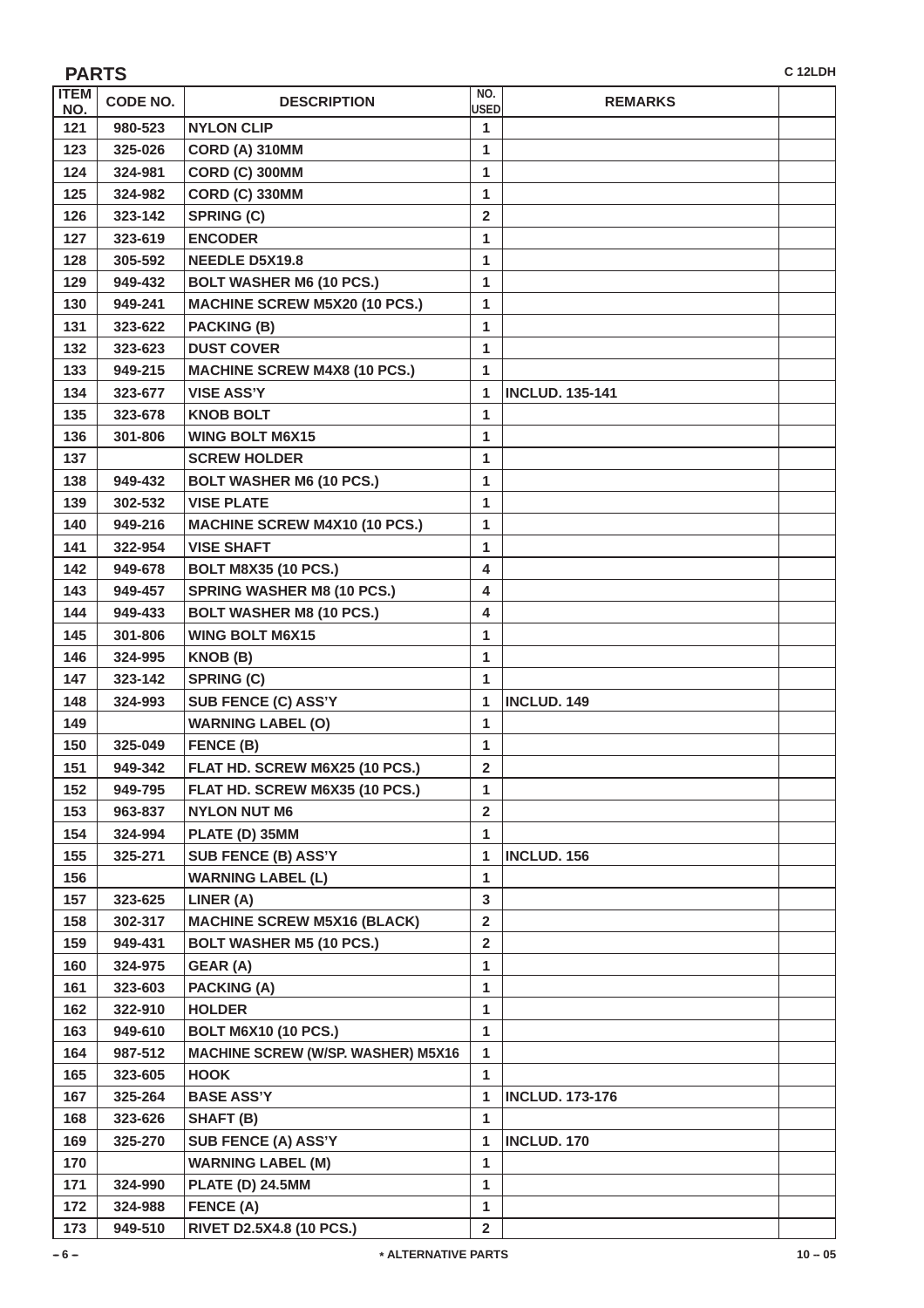## PARTS

C 12LDH

| ITEM NO. | CODE NO. | DESCRIPTION | NO. USED | REMARKS | |
|---|---|---|---|---|---|
| 121 | 980-523 | NYLON CLIP | 1 | | |
| 123 | 325-026 | CORD (A) 310MM | 1 | | |
| 124 | 324-981 | CORD (C) 300MM | 1 | | |
| 125 | 324-982 | CORD (C) 330MM | 1 | | |
| 126 | 323-142 | SPRING (C) | 2 | | |
| 127 | 323-619 | ENCODER | 1 | | |
| 128 | 305-592 | NEEDLE D5X19.8 | 1 | | |
| 129 | 949-432 | BOLT WASHER M6 (10 PCS.) | 1 | | |
| 130 | 949-241 | MACHINE SCREW M5X20 (10 PCS.) | 1 | | |
| 131 | 323-622 | PACKING (B) | 1 | | |
| 132 | 323-623 | DUST COVER | 1 | | |
| 133 | 949-215 | MACHINE SCREW M4X8 (10 PCS.) | 1 | | |
| 134 | 323-677 | VISE ASS'Y | 1 | INCLUD. 135-141 | |
| 135 | 323-678 | KNOB BOLT | 1 | | |
| 136 | 301-806 | WING BOLT M6X15 | 1 | | |
| 137 | | SCREW HOLDER | 1 | | |
| 138 | 949-432 | BOLT WASHER M6 (10 PCS.) | 1 | | |
| 139 | 302-532 | VISE PLATE | 1 | | |
| 140 | 949-216 | MACHINE SCREW M4X10 (10 PCS.) | 1 | | |
| 141 | 322-954 | VISE SHAFT | 1 | | |
| 142 | 949-678 | BOLT M8X35 (10 PCS.) | 4 | | |
| 143 | 949-457 | SPRING WASHER M8 (10 PCS.) | 4 | | |
| 144 | 949-433 | BOLT WASHER M8 (10 PCS.) | 4 | | |
| 145 | 301-806 | WING BOLT M6X15 | 1 | | |
| 146 | 324-995 | KNOB (B) | 1 | | |
| 147 | 323-142 | SPRING (C) | 1 | | |
| 148 | 324-993 | SUB FENCE (C) ASS'Y | 1 | INCLUD. 149 | |
| 149 | | WARNING LABEL (O) | 1 | | |
| 150 | 325-049 | FENCE (B) | 1 | | |
| 151 | 949-342 | FLAT HD. SCREW M6X25 (10 PCS.) | 2 | | |
| 152 | 949-795 | FLAT HD. SCREW M6X35 (10 PCS.) | 1 | | |
| 153 | 963-837 | NYLON NUT M6 | 2 | | |
| 154 | 324-994 | PLATE (D) 35MM | 1 | | |
| 155 | 325-271 | SUB FENCE (B) ASS'Y | 1 | INCLUD. 156 | |
| 156 | | WARNING LABEL (L) | 1 | | |
| 157 | 323-625 | LINER (A) | 3 | | |
| 158 | 302-317 | MACHINE SCREW M5X16 (BLACK) | 2 | | |
| 159 | 949-431 | BOLT WASHER M5 (10 PCS.) | 2 | | |
| 160 | 324-975 | GEAR (A) | 1 | | |
| 161 | 323-603 | PACKING (A) | 1 | | |
| 162 | 322-910 | HOLDER | 1 | | |
| 163 | 949-610 | BOLT M6X10 (10 PCS.) | 1 | | |
| 164 | 987-512 | MACHINE SCREW (W/SP. WASHER) M5X16 | 1 | | |
| 165 | 323-605 | HOOK | 1 | | |
| 167 | 325-264 | BASE ASS'Y | 1 | INCLUD. 173-176 | |
| 168 | 323-626 | SHAFT (B) | 1 | | |
| 169 | 325-270 | SUB FENCE (A) ASS'Y | 1 | INCLUD. 170 | |
| 170 | | WARNING LABEL (M) | 1 | | |
| 171 | 324-990 | PLATE (D) 24.5MM | 1 | | |
| 172 | 324-988 | FENCE (A) | 1 | | |
| 173 | 949-510 | RIVET D2.5X4.8 (10 PCS.) | 2 | | |

* ALTERNATIVE PARTS

10 – 05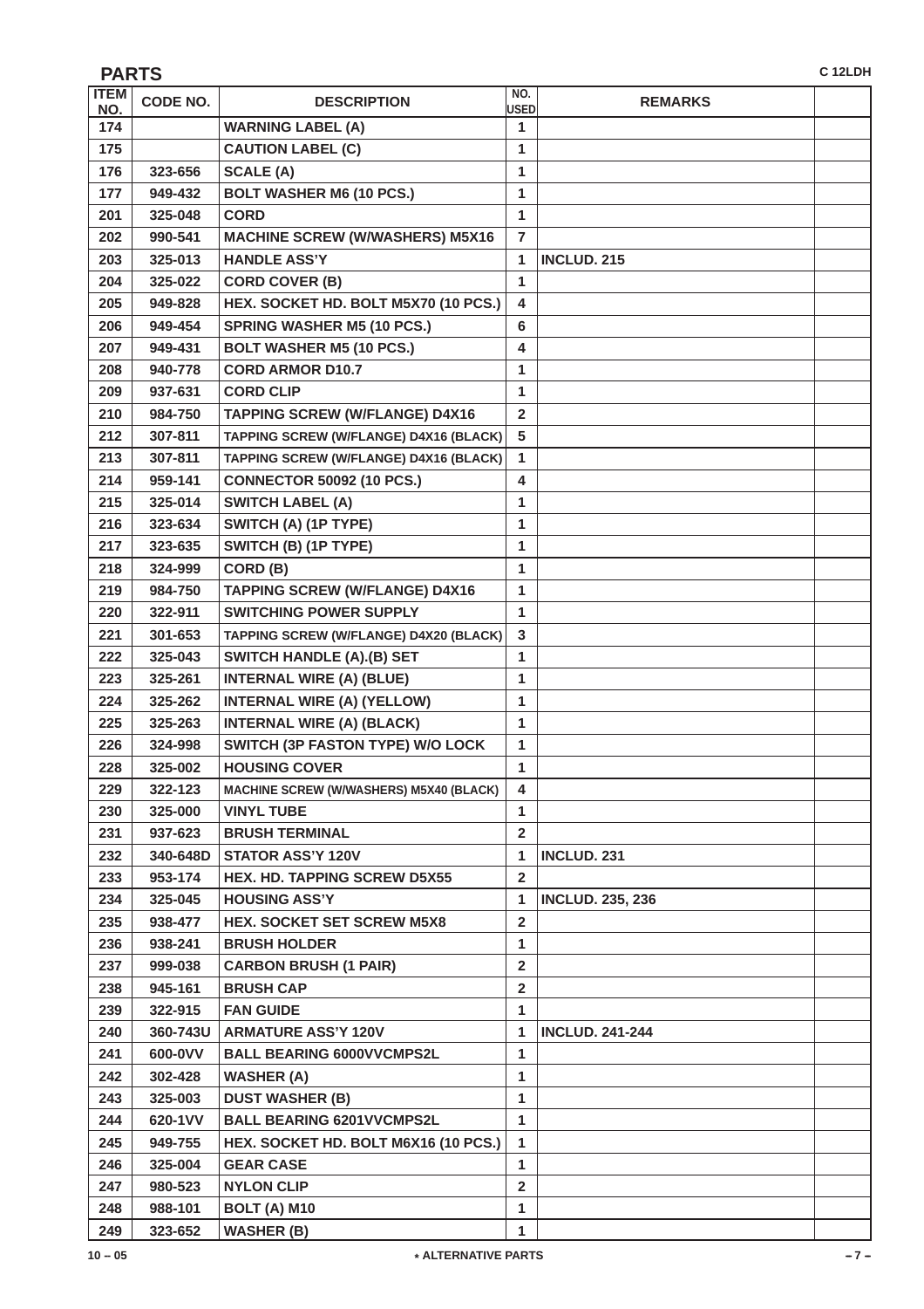## PARTS

C 12LDH

| ITEM NO. | CODE NO. | DESCRIPTION | NO. USED | REMARKS | |
|---|---|---|---|---|---|
| 174 | | WARNING LABEL (A) | 1 | | |
| 175 | | CAUTION LABEL (C) | 1 | | |
| 176 | 323-656 | SCALE (A) | 1 | | |
| 177 | 949-432 | BOLT WASHER M6 (10 PCS.) | 1 | | |
| 201 | 325-048 | CORD | 1 | | |
| 202 | 990-541 | MACHINE SCREW (W/WASHERS) M5X16 | 7 | | |
| 203 | 325-013 | HANDLE ASS'Y | 1 | INCLUD. 215 | |
| 204 | 325-022 | CORD COVER (B) | 1 | | |
| 205 | 949-828 | HEX. SOCKET HD. BOLT M5X70 (10 PCS.) | 4 | | |
| 206 | 949-454 | SPRING WASHER M5 (10 PCS.) | 6 | | |
| 207 | 949-431 | BOLT WASHER M5 (10 PCS.) | 4 | | |
| 208 | 940-778 | CORD ARMOR D10.7 | 1 | | |
| 209 | 937-631 | CORD CLIP | 1 | | |
| 210 | 984-750 | TAPPING SCREW (W/FLANGE) D4X16 | 2 | | |
| 212 | 307-811 | TAPPING SCREW (W/FLANGE) D4X16 (BLACK) | 5 | | |
| 213 | 307-811 | TAPPING SCREW (W/FLANGE) D4X16 (BLACK) | 1 | | |
| 214 | 959-141 | CONNECTOR 50092 (10 PCS.) | 4 | | |
| 215 | 325-014 | SWITCH LABEL (A) | 1 | | |
| 216 | 323-634 | SWITCH (A) (1P TYPE) | 1 | | |
| 217 | 323-635 | SWITCH (B) (1P TYPE) | 1 | | |
| 218 | 324-999 | CORD (B) | 1 | | |
| 219 | 984-750 | TAPPING SCREW (W/FLANGE) D4X16 | 1 | | |
| 220 | 322-911 | SWITCHING POWER SUPPLY | 1 | | |
| 221 | 301-653 | TAPPING SCREW (W/FLANGE) D4X20 (BLACK) | 3 | | |
| 222 | 325-043 | SWITCH HANDLE (A).(B) SET | 1 | | |
| 223 | 325-261 | INTERNAL WIRE (A) (BLUE) | 1 | | |
| 224 | 325-262 | INTERNAL WIRE (A) (YELLOW) | 1 | | |
| 225 | 325-263 | INTERNAL WIRE (A) (BLACK) | 1 | | |
| 226 | 324-998 | SWITCH (3P FASTON TYPE) W/O LOCK | 1 | | |
| 228 | 325-002 | HOUSING COVER | 1 | | |
| 229 | 322-123 | MACHINE SCREW (W/WASHERS) M5X40 (BLACK) | 4 | | |
| 230 | 325-000 | VINYL TUBE | 1 | | |
| 231 | 937-623 | BRUSH TERMINAL | 2 | | |
| 232 | 340-648D | STATOR ASS'Y 120V | 1 | INCLUD. 231 | |
| 233 | 953-174 | HEX. HD. TAPPING SCREW D5X55 | 2 | | |
| 234 | 325-045 | HOUSING ASS'Y | 1 | INCLUD. 235, 236 | |
| 235 | 938-477 | HEX. SOCKET SET SCREW M5X8 | 2 | | |
| 236 | 938-241 | BRUSH HOLDER | 1 | | |
| 237 | 999-038 | CARBON BRUSH (1 PAIR) | 2 | | |
| 238 | 945-161 | BRUSH CAP | 2 | | |
| 239 | 322-915 | FAN GUIDE | 1 | | |
| 240 | 360-743U | ARMATURE ASS'Y 120V | 1 | INCLUD. 241-244 | |
| 241 | 600-0VV | BALL BEARING 6000VVCMPS2L | 1 | | |
| 242 | 302-428 | WASHER (A) | 1 | | |
| 243 | 325-003 | DUST WASHER (B) | 1 | | |
| 244 | 620-1VV | BALL BEARING 6201VVCMPS2L | 1 | | |
| 245 | 949-755 | HEX. SOCKET HD. BOLT M6X16 (10 PCS.) | 1 | | |
| 246 | 325-004 | GEAR CASE | 1 | | |
| 247 | 980-523 | NYLON CLIP | 2 | | |
| 248 | 988-101 | BOLT (A) M10 | 1 | | |
| 249 | 323-652 | WASHER (B) | 1 | | |

10 – 05

* ALTERNATIVE PARTS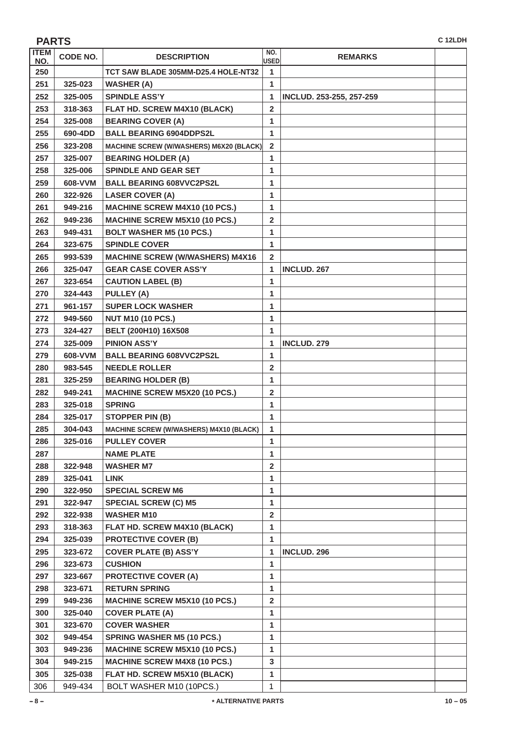## PARTS

C 12LDH

| ITEM NO. | CODE NO. | DESCRIPTION | NO. USED | REMARKS | |
|---|---|---|---|---|---|
| 250 | | TCT SAW BLADE 305MM-D25.4 HOLE-NT32 | 1 | | |
| 251 | 325-023 | WASHER (A) | 1 | | |
| 252 | 325-005 | SPINDLE ASS'Y | 1 | INCLUD. 253-255, 257-259 | |
| 253 | 318-363 | FLAT HD. SCREW M4X10 (BLACK) | 2 | | |
| 254 | 325-008 | BEARING COVER (A) | 1 | | |
| 255 | 690-4DD | BALL BEARING 6904DDPS2L | 1 | | |
| 256 | 323-208 | MACHINE SCREW (W/WASHERS) M6X20 (BLACK) | 2 | | |
| 257 | 325-007 | BEARING HOLDER (A) | 1 | | |
| 258 | 325-006 | SPINDLE AND GEAR SET | 1 | | |
| 259 | 608-VVM | BALL BEARING 608VVC2PS2L | 1 | | |
| 260 | 322-926 | LASER COVER (A) | 1 | | |
| 261 | 949-216 | MACHINE SCREW M4X10 (10 PCS.) | 1 | | |
| 262 | 949-236 | MACHINE SCREW M5X10 (10 PCS.) | 2 | | |
| 263 | 949-431 | BOLT WASHER M5 (10 PCS.) | 1 | | |
| 264 | 323-675 | SPINDLE COVER | 1 | | |
| 265 | 993-539 | MACHINE SCREW (W/WASHERS) M4X16 | 2 | | |
| 266 | 325-047 | GEAR CASE COVER ASS'Y | 1 | INCLUD. 267 | |
| 267 | 323-654 | CAUTION LABEL (B) | 1 | | |
| 270 | 324-443 | PULLEY (A) | 1 | | |
| 271 | 961-157 | SUPER LOCK WASHER | 1 | | |
| 272 | 949-560 | NUT M10 (10 PCS.) | 1 | | |
| 273 | 324-427 | BELT (200H10) 16X508 | 1 | | |
| 274 | 325-009 | PINION ASS'Y | 1 | INCLUD. 279 | |
| 279 | 608-VVM | BALL BEARING 608VVC2PS2L | 1 | | |
| 280 | 983-545 | NEEDLE ROLLER | 2 | | |
| 281 | 325-259 | BEARING HOLDER (B) | 1 | | |
| 282 | 949-241 | MACHINE SCREW M5X20 (10 PCS.) | 2 | | |
| 283 | 325-018 | SPRING | 1 | | |
| 284 | 325-017 | STOPPER PIN (B) | 1 | | |
| 285 | 304-043 | MACHINE SCREW (W/WASHERS) M4X10 (BLACK) | 1 | | |
| 286 | 325-016 | PULLEY COVER | 1 | | |
| 287 | | NAME PLATE | 1 | | |
| 288 | 322-948 | WASHER M7 | 2 | | |
| 289 | 325-041 | LINK | 1 | | |
| 290 | 322-950 | SPECIAL SCREW M6 | 1 | | |
| 291 | 322-947 | SPECIAL SCREW (C) M5 | 1 | | |
| 292 | 322-938 | WASHER M10 | 2 | | |
| 293 | 318-363 | FLAT HD. SCREW M4X10 (BLACK) | 1 | | |
| 294 | 325-039 | PROTECTIVE COVER (B) | 1 | | |
| 295 | 323-672 | COVER PLATE (B) ASS'Y | 1 | INCLUD. 296 | |
| 296 | 323-673 | CUSHION | 1 | | |
| 297 | 323-667 | PROTECTIVE COVER (A) | 1 | | |
| 298 | 323-671 | RETURN SPRING | 1 | | |
| 299 | 949-236 | MACHINE SCREW M5X10 (10 PCS.) | 2 | | |
| 300 | 325-040 | COVER PLATE (A) | 1 | | |
| 301 | 323-670 | COVER WASHER | 1 | | |
| 302 | 949-454 | SPRING WASHER M5 (10 PCS.) | 1 | | |
| 303 | 949-236 | MACHINE SCREW M5X10 (10 PCS.) | 1 | | |
| 304 | 949-215 | MACHINE SCREW M4X8 (10 PCS.) | 3 | | |
| 305 | 325-038 | FLAT HD. SCREW M5X10 (BLACK) | 1 | | |
| 306 | 949-434 | BOLT WASHER M10 (10PCS.) | 1 | | |

* ALTERNATIVE PARTS

10 – 05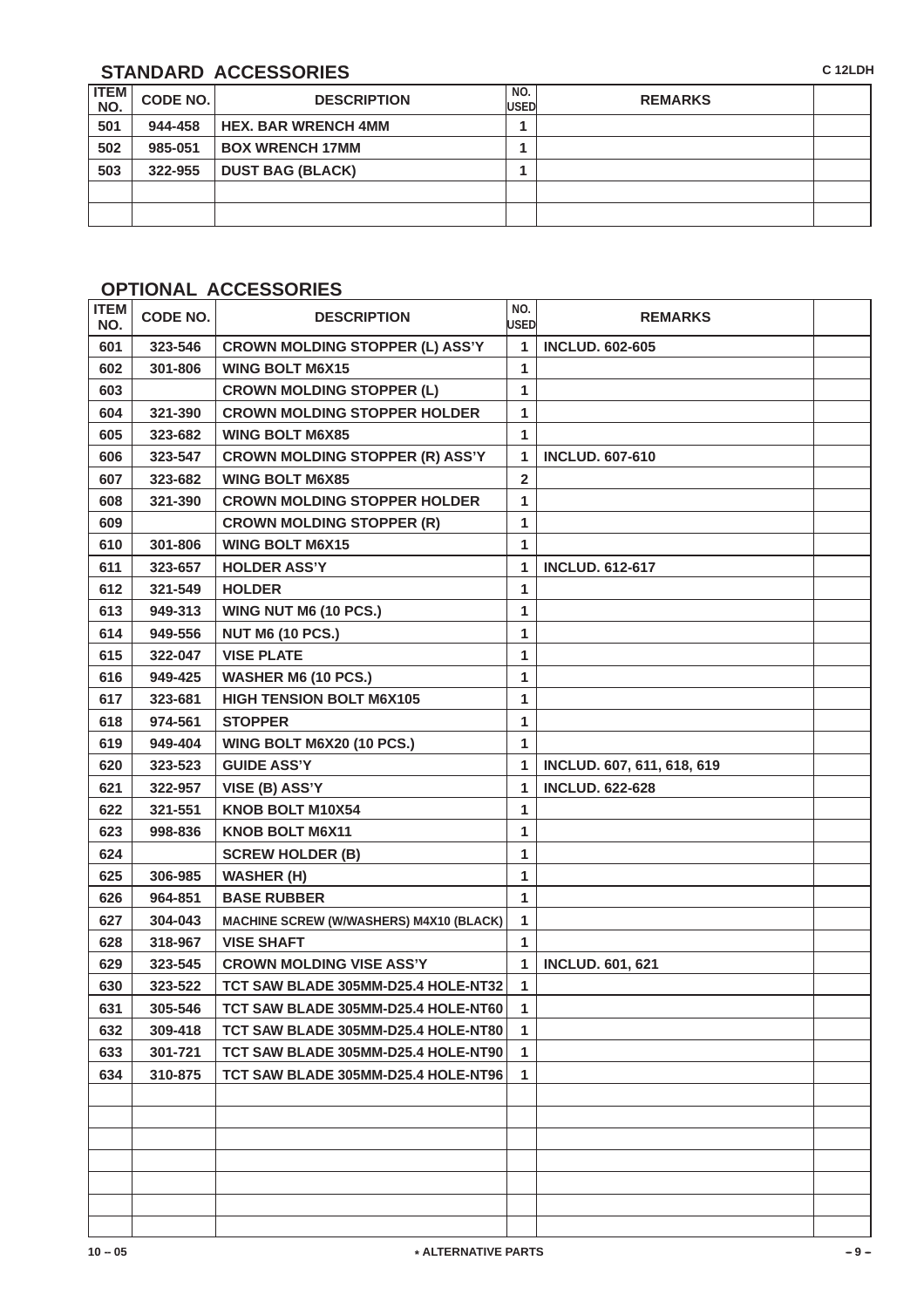## STANDARD ACCESSORIES

C 12LDH

| ITEM NO. | CODE NO. | DESCRIPTION | NO. USED | REMARKS | |
|---|---|---|---|---|---|
| 501 | 944-458 | HEX. BAR WRENCH 4MM | 1 | | |
| 502 | 985-051 | BOX WRENCH 17MM | 1 | | |
| 503 | 322-955 | DUST BAG (BLACK) | 1 | | |
| | | | | | |
| | | | | | |

## OPTIONAL ACCESSORIES

| ITEM NO. | CODE NO. | DESCRIPTION | NO. USED | REMARKS | |
|---|---|---|---|---|---|
| 601 | 323-546 | CROWN MOLDING STOPPER (L) ASS'Y | 1 | INCLUD. 602-605 | |
| 602 | 301-806 | WING BOLT M6X15 | 1 | | |
| 603 | | CROWN MOLDING STOPPER (L) | 1 | | |
| 604 | 321-390 | CROWN MOLDING STOPPER HOLDER | 1 | | |
| 605 | 323-682 | WING BOLT M6X85 | 1 | | |
| 606 | 323-547 | CROWN MOLDING STOPPER (R) ASS'Y | 1 | INCLUD. 607-610 | |
| 607 | 323-682 | WING BOLT M6X85 | 2 | | |
| 608 | 321-390 | CROWN MOLDING STOPPER HOLDER | 1 | | |
| 609 | | CROWN MOLDING STOPPER (R) | 1 | | |
| 610 | 301-806 | WING BOLT M6X15 | 1 | | |
| 611 | 323-657 | HOLDER ASS'Y | 1 | INCLUD. 612-617 | |
| 612 | 321-549 | HOLDER | 1 | | |
| 613 | 949-313 | WING NUT M6 (10 PCS.) | 1 | | |
| 614 | 949-556 | NUT M6 (10 PCS.) | 1 | | |
| 615 | 322-047 | VISE PLATE | 1 | | |
| 616 | 949-425 | WASHER M6 (10 PCS.) | 1 | | |
| 617 | 323-681 | HIGH TENSION BOLT M6X105 | 1 | | |
| 618 | 974-561 | STOPPER | 1 | | |
| 619 | 949-404 | WING BOLT M6X20 (10 PCS.) | 1 | | |
| 620 | 323-523 | GUIDE ASS'Y | 1 | INCLUD. 607, 611, 618, 619 | |
| 621 | 322-957 | VISE (B) ASS'Y | 1 | INCLUD. 622-628 | |
| 622 | 321-551 | KNOB BOLT M10X54 | 1 | | |
| 623 | 998-836 | KNOB BOLT M6X11 | 1 | | |
| 624 | | SCREW HOLDER (B) | 1 | | |
| 625 | 306-985 | WASHER (H) | 1 | | |
| 626 | 964-851 | BASE RUBBER | 1 | | |
| 627 | 304-043 | MACHINE SCREW (W/WASHERS) M4X10 (BLACK) | 1 | | |
| 628 | 318-967 | VISE SHAFT | 1 | | |
| 629 | 323-545 | CROWN MOLDING VISE ASS'Y | 1 | INCLUD. 601, 621 | |
| 630 | 323-522 | TCT SAW BLADE 305MM-D25.4 HOLE-NT32 | 1 | | |
| 631 | 305-546 | TCT SAW BLADE 305MM-D25.4 HOLE-NT60 | 1 | | |
| 632 | 309-418 | TCT SAW BLADE 305MM-D25.4 HOLE-NT80 | 1 | | |
| 633 | 301-721 | TCT SAW BLADE 305MM-D25.4 HOLE-NT90 | 1 | | |
| 634 | 310-875 | TCT SAW BLADE 305MM-D25.4 HOLE-NT96 | 1 | | |
| | | | | | |
| | | | | | |
| | | | | | |
| | | | | | |
| | | | | | |
| | | | | | |
| | | | | | |

10 – 05

* ALTERNATIVE PARTS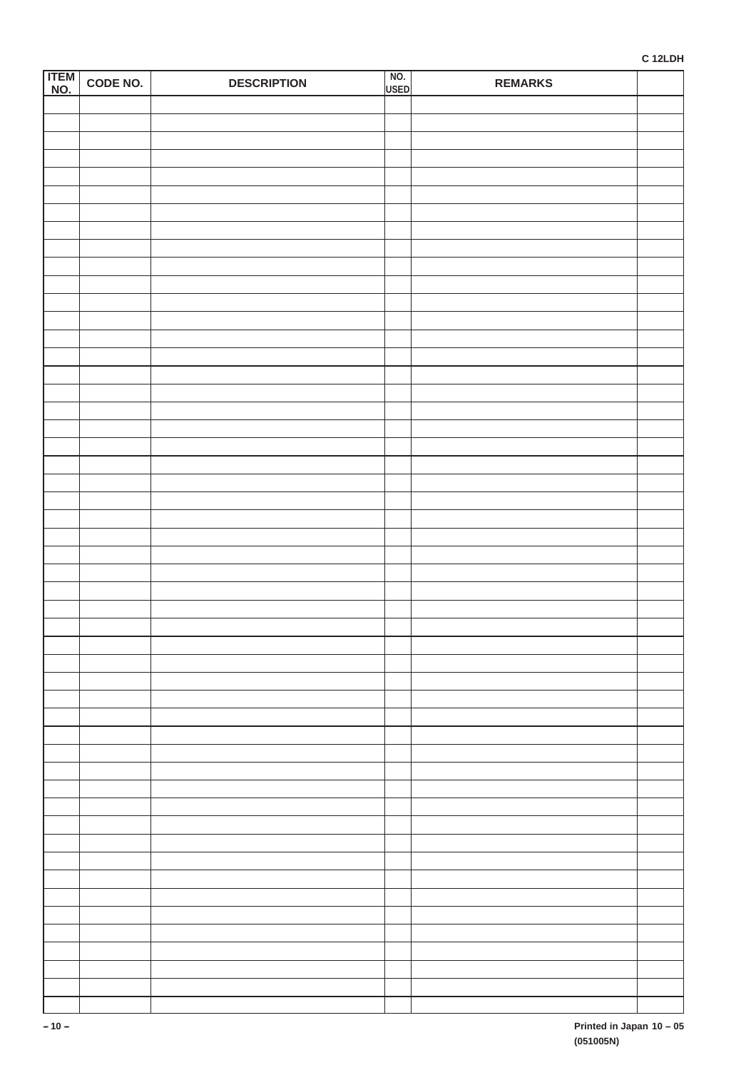| ITEM NO. | CODE NO. | DESCRIPTION | NO. USED | REMARKS | |
|---|---|---|---|---|---|
| | | | | | |

Printed in Japan 10 – 05
(051005N)